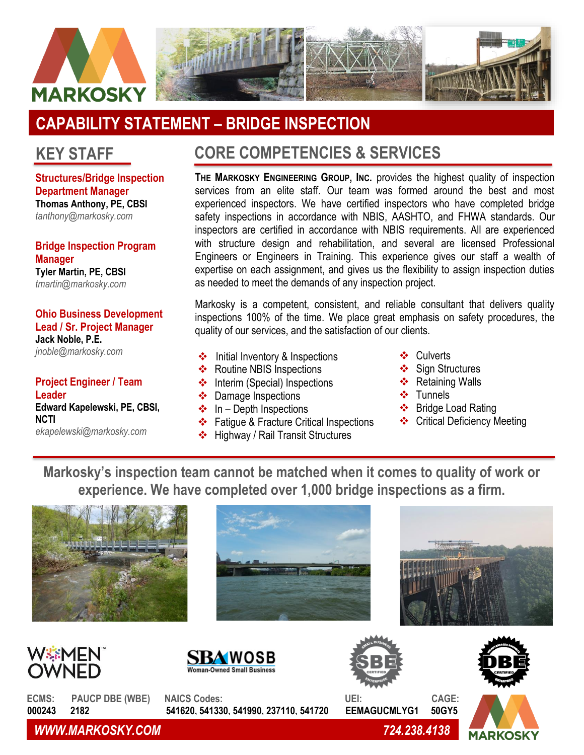# CAPABILITY STATEMENT – BRIDGE INSPECTION

## KEY STAFF

**Structures/Bridge Inspection Department Manager**
**Thomas Anthony, PE, CBSI**
*tanthony@markosky.com*

**Bridge Inspection Program Manager**
**Tyler Martin, PE, CBSI**
*tmartin@markosky.com*

**Ohio Business Development Lead / Sr. Project Manager**
**Jack Noble, P.E.**
*jnoble@markosky.com*

**Project Engineer / Team Leader**
**Edward Kapelewski, PE, CBSI, NCTI**
*ekapelewski@markosky.com*

## CORE COMPETENCIES & SERVICES

**The Markosky Engineering Group, Inc.** provides the highest quality of inspection services from an elite staff. Our team was formed around the best and most experienced inspectors. We have certified inspectors who have completed bridge safety inspections in accordance with NBIS, AASHTO, and FHWA standards. Our inspectors are certified in accordance with NBIS requirements. All are experienced with structure design and rehabilitation, and several are licensed Professional Engineers or Engineers in Training. This experience gives our staff a wealth of expertise on each assignment, and gives us the flexibility to assign inspection duties as needed to meet the demands of any inspection project.

Markosky is a competent, consistent, and reliable consultant that delivers quality inspections 100% of the time. We place great emphasis on safety procedures, the quality of our services, and the satisfaction of our clients.

- Initial Inventory & Inspections
- Routine NBIS Inspections
- Interim (Special) Inspections
- Damage Inspections
- In – Depth Inspections
- Fatigue & Fracture Critical Inspections
- Highway / Rail Transit Structures
- Culverts
- Sign Structures
- Retaining Walls
- Tunnels
- Bridge Load Rating
- Critical Deficiency Meeting

**Markosky's inspection team cannot be matched when it comes to quality of work or experience. We have completed over 1,000 bridge inspections as a firm.**

WOMEN OWNED™ | SBA WOSB Woman-Owned Small Business | SBE Certified | DBE Certified

| ECMS: | PAUCP DBE (WBE) | NAICS Codes: | UEI: | CAGE: |
|---|---|---|---|---|
| 000243 | 2182 | 541620, 541330, 541990, 237110, 541720 | EEMAGUCMLYG1 | 50GY5 |

*WWW.MARKOSKY.COM* | *724.238.4138*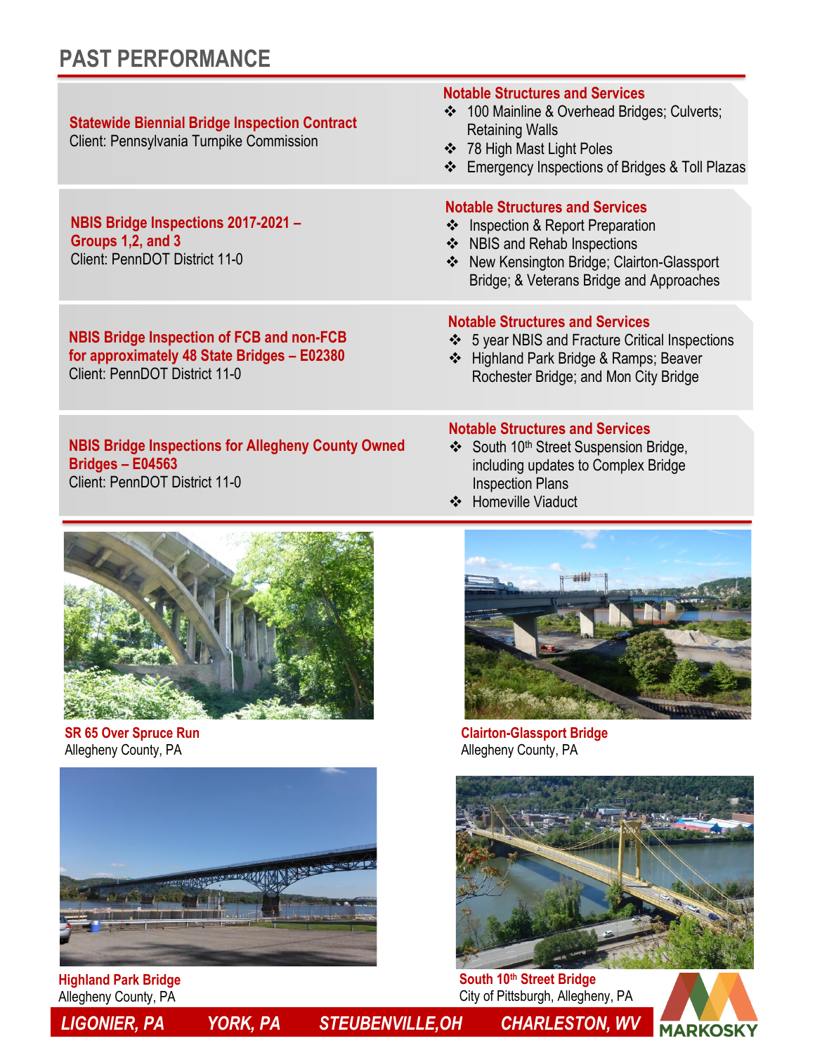## PAST PERFORMANCE

**Statewide Biennial Bridge Inspection Contract**
Client: Pennsylvania Turnpike Commission

**Notable Structures and Services**

- 100 Mainline & Overhead Bridges; Culverts; Retaining Walls
- 78 High Mast Light Poles
- Emergency Inspections of Bridges & Toll Plazas

**NBIS Bridge Inspections 2017-2021 – Groups 1,2, and 3**
Client: PennDOT District 11-0

**Notable Structures and Services**

- Inspection & Report Preparation
- NBIS and Rehab Inspections
- New Kensington Bridge; Clairton-Glassport Bridge; & Veterans Bridge and Approaches

**NBIS Bridge Inspection of FCB and non-FCB for approximately 48 State Bridges – E02380**
Client: PennDOT District 11-0

**Notable Structures and Services**

- 5 year NBIS and Fracture Critical Inspections
- Highland Park Bridge & Ramps; Beaver Rochester Bridge; and Mon City Bridge

**NBIS Bridge Inspections for Allegheny County Owned Bridges – E04563**
Client: PennDOT District 11-0

**Notable Structures and Services**

- South 10th Street Suspension Bridge, including updates to Complex Bridge Inspection Plans
- Homeville Viaduct

**SR 65 Over Spruce Run**
Allegheny County, PA

**Clairton-Glassport Bridge**
Allegheny County, PA

**Highland Park Bridge**
Allegheny County, PA

**South 10th Street Bridge**
City of Pittsburgh, Allegheny, PA

*LIGONIER, PA YORK, PA STEUBENVILLE,OH CHARLESTON, WV*

MARKOSKY